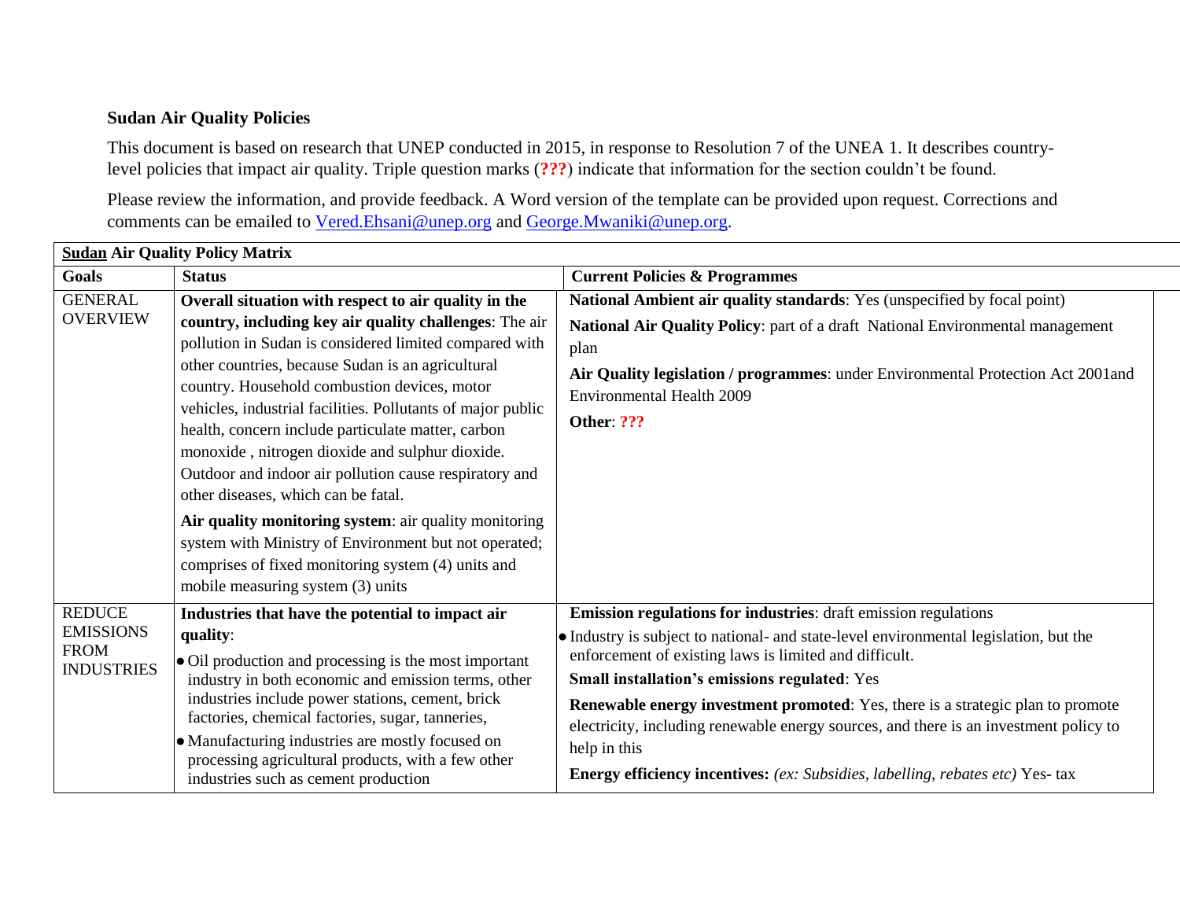**Sudan Air Quality Policies**

This document is based on research that UNEP conducted in 2015, in response to Resolution 7 of the UNEA 1. It describes country-level policies that impact air quality. Triple question marks (**???**) indicate that information for the section couldn't be found.

Please review the information, and provide feedback. A Word version of the template can be provided upon request. Corrections and comments can be emailed to Vered.Ehsani@unep.org and George.Mwaniki@unep.org.

| **Sudan Air Quality Policy Matrix** | | |
|---|---|---|
| **Goals** | **Status** | **Current Policies & Programmes** |
| GENERAL OVERVIEW | **Overall situation with respect to air quality in the country, including key air quality challenges**: The air pollution in Sudan is considered limited compared with other countries, because Sudan is an agricultural country. Household combustion devices, motor vehicles, industrial facilities. Pollutants of major public health, concern include particulate matter, carbon monoxide , nitrogen dioxide and sulphur dioxide. Outdoor and indoor air pollution cause respiratory and other diseases, which can be fatal.<br><br>**Air quality monitoring system**: air quality monitoring system with Ministry of Environment but not operated; comprises of fixed monitoring system (4) units and mobile measuring system (3) units | **National Ambient air quality standards**: Yes (unspecified by focal point)<br><br>**National Air Quality Policy**: part of a draft National Environmental management plan<br><br>**Air Quality legislation / programmes**: under Environmental Protection Act 2001and Environmental Health 2009<br><br>**Other**: **???** |
| REDUCE EMISSIONS FROM INDUSTRIES | **Industries that have the potential to impact air quality**:<br>• Oil production and processing is the most important industry in both economic and emission terms, other industries include power stations, cement, brick factories, chemical factories, sugar, tanneries,<br>• Manufacturing industries are mostly focused on processing agricultural products, with a few other industries such as cement production | **Emission regulations for industries**: draft emission regulations<br>• Industry is subject to national- and state-level environmental legislation, but the enforcement of existing laws is limited and difficult.<br>**Small installation's emissions regulated**: Yes<br><br>**Renewable energy investment promoted**: Yes, there is a strategic plan to promote electricity, including renewable energy sources, and there is an investment policy to help in this<br><br>**Energy efficiency incentives:** *(ex: Subsidies, labelling, rebates etc)* Yes- tax |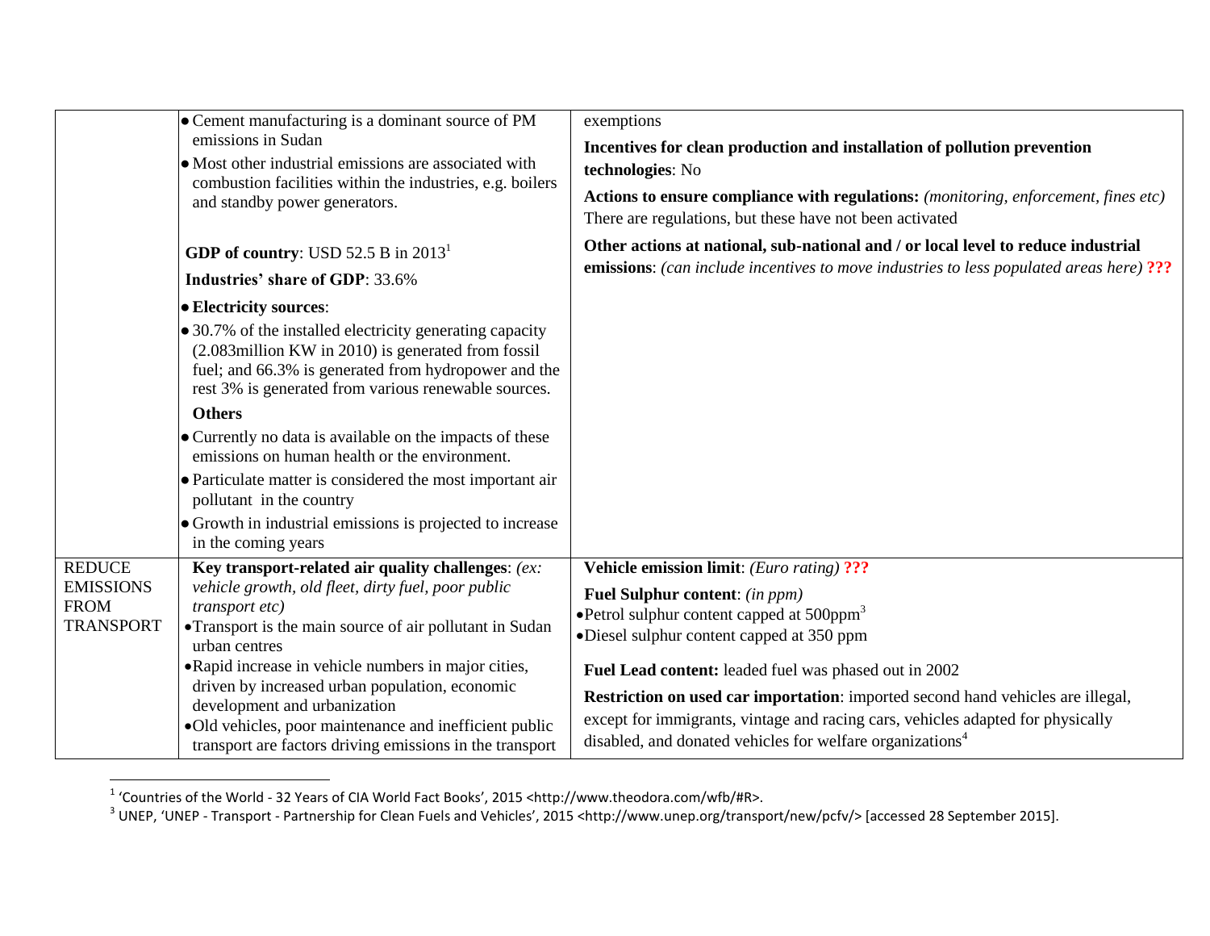| | | |
|---|---|---|
| | • Cement manufacturing is a dominant source of PM emissions in Sudan<br>• Most other industrial emissions are associated with combustion facilities within the industries, e.g. boilers and standby power generators.<br><br>**GDP of country**: USD 52.5 B in 2013[1]<br>**Industries' share of GDP**: 33.6%<br>• **Electricity sources**:<br>• 30.7% of the installed electricity generating capacity (2.083million KW in 2010) is generated from fossil fuel; and 66.3% is generated from hydropower and the rest 3% is generated from various renewable sources.<br>**Others**<br>• Currently no data is available on the impacts of these emissions on human health or the environment.<br>• Particulate matter is considered the most important air pollutant in the country<br>• Growth in industrial emissions is projected to increase in the coming years | exemptions<br>**Incentives for clean production and installation of pollution prevention technologies**: No<br>**Actions to ensure compliance with regulations:** *(monitoring, enforcement, fines etc)* There are regulations, but these have not been activated<br>**Other actions at national, sub-national and / or local level to reduce industrial emissions**: *(can include incentives to move industries to less populated areas here)* **???** |
| REDUCE EMISSIONS FROM TRANSPORT | **Key transport-related air quality challenges**: *(ex: vehicle growth, old fleet, dirty fuel, poor public transport etc)*<br>• Transport is the main source of air pollutant in Sudan urban centres<br>• Rapid increase in vehicle numbers in major cities, driven by increased urban population, economic development and urbanization<br>• Old vehicles, poor maintenance and inefficient public transport are factors driving emissions in the transport | **Vehicle emission limit**: *(Euro rating)* **???**<br>**Fuel Sulphur content**: *(in ppm)*<br>• Petrol sulphur content capped at 500ppm[3]<br>• Diesel sulphur content capped at 350 ppm<br>**Fuel Lead content:** leaded fuel was phased out in 2002<br>**Restriction on used car importation**: imported second hand vehicles are illegal, except for immigrants, vintage and racing cars, vehicles adapted for physically disabled, and donated vehicles for welfare organizations[4] |

[1] 'Countries of the World - 32 Years of CIA World Fact Books', 2015 <http://www.theodora.com/wfb/#R>.

[3] UNEP, 'UNEP - Transport - Partnership for Clean Fuels and Vehicles', 2015 <http://www.unep.org/transport/new/pcfv/> [accessed 28 September 2015].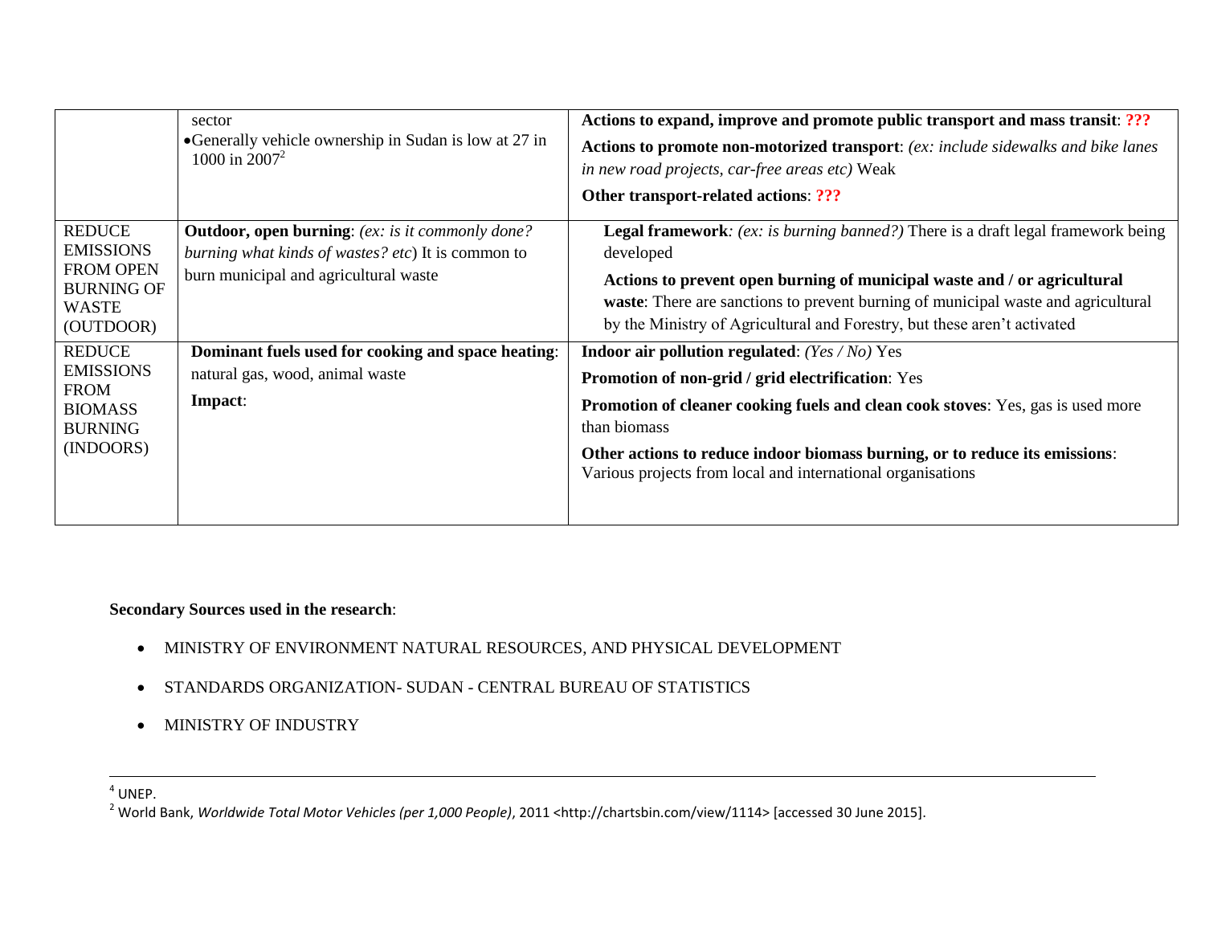| | | |
|---|---|---|
| | sector<br>• Generally vehicle ownership in Sudan is low at 27 in 1000 in 2007[2] | **Actions to expand, improve and promote public transport and mass transit**: **???**<br>**Actions to promote non-motorized transport**: *(ex: include sidewalks and bike lanes in new road projects, car-free areas etc)* Weak<br>**Other transport-related actions**: **???** |
| REDUCE EMISSIONS FROM OPEN BURNING OF WASTE (OUTDOOR) | **Outdoor, open burning**: *(ex: is it commonly done? burning what kinds of wastes? etc*) It is common to burn municipal and agricultural waste | **Legal framework***: (ex: is burning banned?)* There is a draft legal framework being developed<br>**Actions to prevent open burning of municipal waste and / or agricultural waste**: There are sanctions to prevent burning of municipal waste and agricultural by the Ministry of Agricultural and Forestry, but these aren't activated |
| REDUCE EMISSIONS FROM BIOMASS BURNING (INDOORS) | **Dominant fuels used for cooking and space heating**: natural gas, wood, animal waste<br>**Impact**: | **Indoor air pollution regulated**: *(Yes / No)* Yes<br>**Promotion of non-grid / grid electrification**: Yes<br>**Promotion of cleaner cooking fuels and clean cook stoves**: Yes, gas is used more than biomass<br>**Other actions to reduce indoor biomass burning, or to reduce its emissions**: Various projects from local and international organisations |

**Secondary Sources used in the research**:

- MINISTRY OF ENVIRONMENT NATURAL RESOURCES, AND PHYSICAL DEVELOPMENT
- STANDARDS ORGANIZATION- SUDAN - CENTRAL BUREAU OF STATISTICS
- MINISTRY OF INDUSTRY

---

[4] UNEP.

[2] World Bank, *Worldwide Total Motor Vehicles (per 1,000 People)*, 2011 <http://chartsbin.com/view/1114> [accessed 30 June 2015].